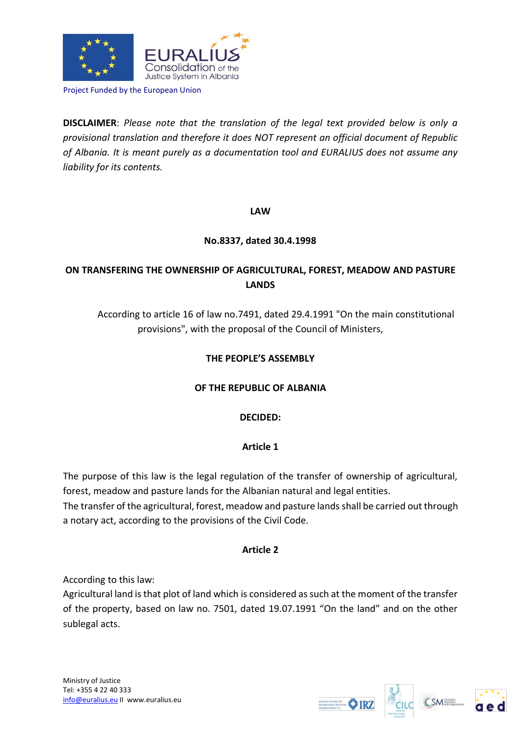Project Funded by the European Union

**DISCLAIMER**: *Please note that the translation of the legal text provided below is only a provisional translation and therefore it does NOT represent an official document of Republic of Albania. It is meant purely as a documentation tool and EURALIUS does not assume any liability for its contents.*

# LAW

## No.8337, dated 30.4.1998

## ON TRANSFERING THE OWNERSHIP OF AGRICULTURAL, FOREST, MEADOW AND PASTURE LANDS

According to article 16 of law no.7491, dated 29.4.1991 "On the main constitutional provisions", with the proposal of the Council of Ministers,

**THE PEOPLE'S ASSEMBLY**

**OF THE REPUBLIC OF ALBANIA**

**DECIDED:**

### Article 1

The purpose of this law is the legal regulation of the transfer of ownership of agricultural, forest, meadow and pasture lands for the Albanian natural and legal entities.
The transfer of the agricultural, forest, meadow and pasture lands shall be carried out through a notary act, according to the provisions of the Civil Code.

### Article 2

According to this law:
Agricultural land is that plot of land which is considered as such at the moment of the transfer of the property, based on law no. 7501, dated 19.07.1991 "On the land" and on the other sublegal acts.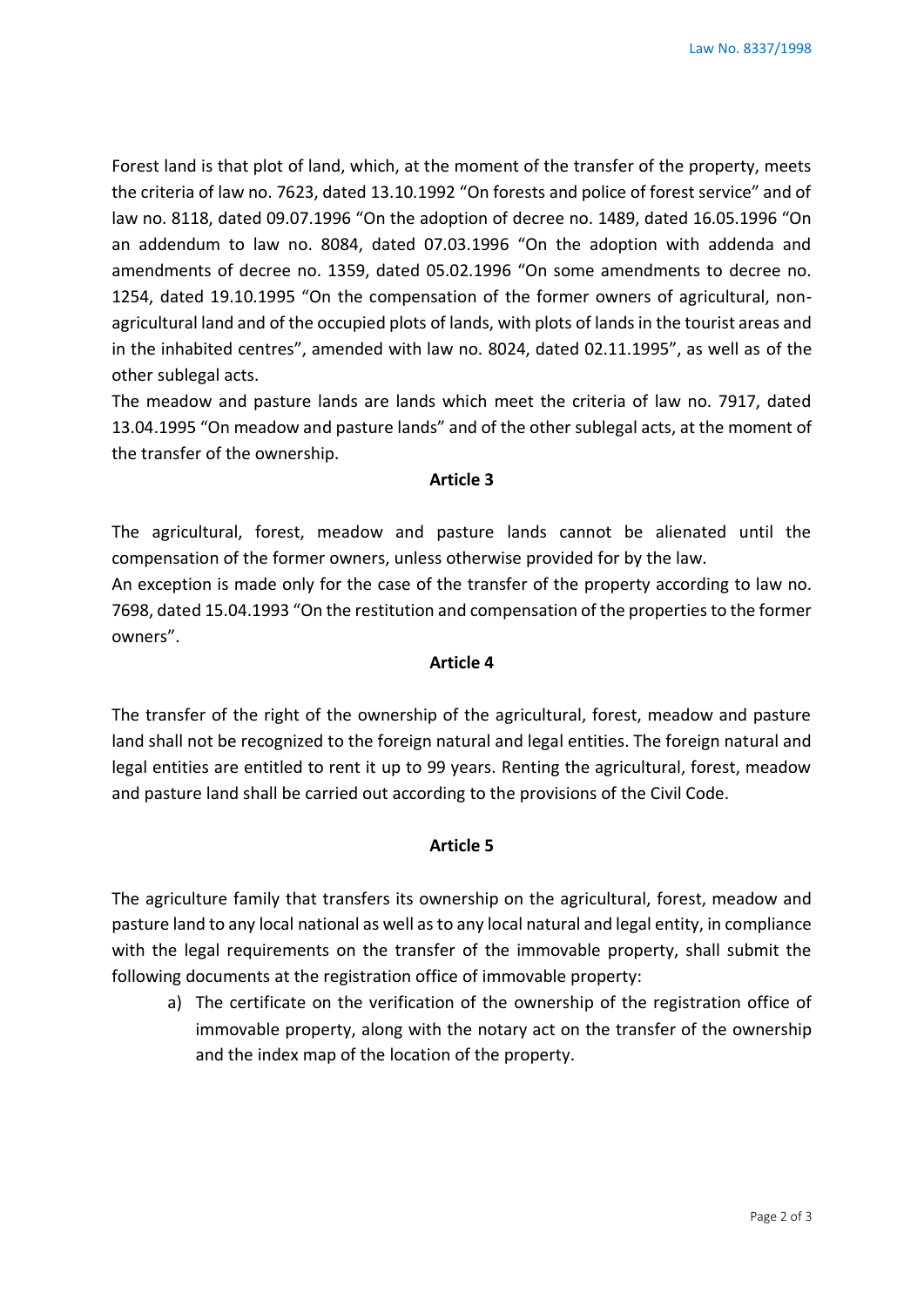Forest land is that plot of land, which, at the moment of the transfer of the property, meets the criteria of law no. 7623, dated 13.10.1992 "On forests and police of forest service" and of law no. 8118, dated 09.07.1996 "On the adoption of decree no. 1489, dated 16.05.1996 "On an addendum to law no. 8084, dated 07.03.1996 "On the adoption with addenda and amendments of decree no. 1359, dated 05.02.1996 "On some amendments to decree no. 1254, dated 19.10.1995 "On the compensation of the former owners of agricultural, non-agricultural land and of the occupied plots of lands, with plots of lands in the tourist areas and in the inhabited centres", amended with law no. 8024, dated 02.11.1995", as well as of the other sublegal acts.

The meadow and pasture lands are lands which meet the criteria of law no. 7917, dated 13.04.1995 "On meadow and pasture lands" and of the other sublegal acts, at the moment of the transfer of the ownership.

### Article 3

The agricultural, forest, meadow and pasture lands cannot be alienated until the compensation of the former owners, unless otherwise provided for by the law.

An exception is made only for the case of the transfer of the property according to law no. 7698, dated 15.04.1993 "On the restitution and compensation of the properties to the former owners".

### Article 4

The transfer of the right of the ownership of the agricultural, forest, meadow and pasture land shall not be recognized to the foreign natural and legal entities. The foreign natural and legal entities are entitled to rent it up to 99 years. Renting the agricultural, forest, meadow and pasture land shall be carried out according to the provisions of the Civil Code.

### Article 5

The agriculture family that transfers its ownership on the agricultural, forest, meadow and pasture land to any local national as well as to any local natural and legal entity, in compliance with the legal requirements on the transfer of the immovable property, shall submit the following documents at the registration office of immovable property:

a) The certificate on the verification of the ownership of the registration office of immovable property, along with the notary act on the transfer of the ownership and the index map of the location of the property.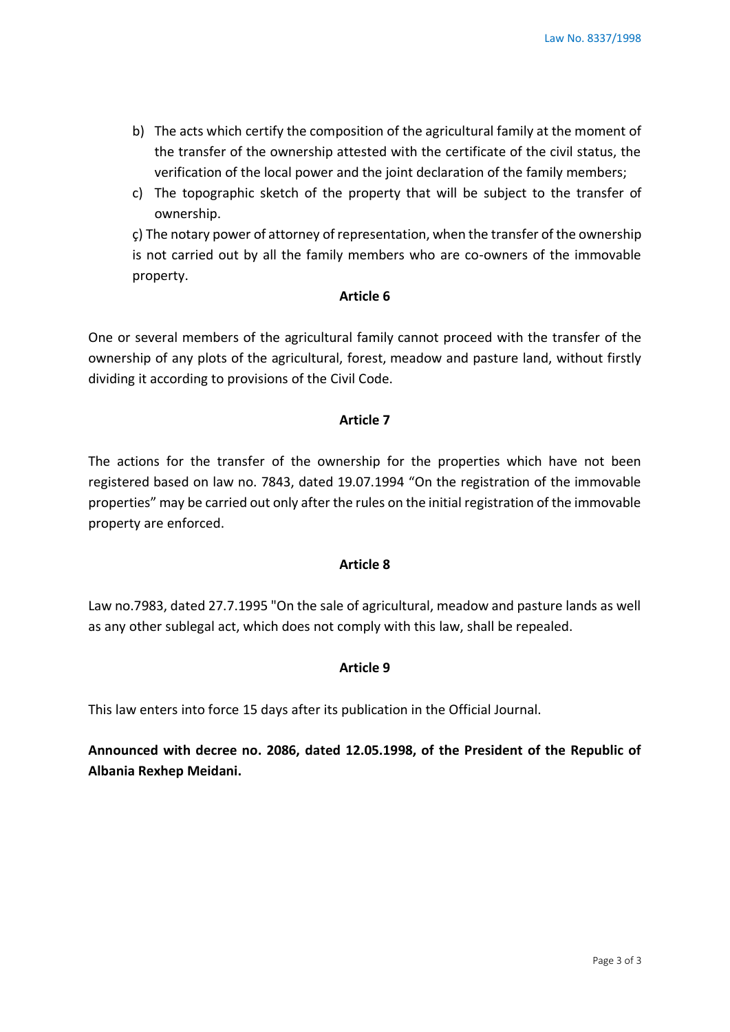b) The acts which certify the composition of the agricultural family at the moment of the transfer of the ownership attested with the certificate of the civil status, the verification of the local power and the joint declaration of the family members;

c) The topographic sketch of the property that will be subject to the transfer of ownership.

ç) The notary power of attorney of representation, when the transfer of the ownership is not carried out by all the family members who are co-owners of the immovable property.

**Article 6**

One or several members of the agricultural family cannot proceed with the transfer of the ownership of any plots of the agricultural, forest, meadow and pasture land, without firstly dividing it according to provisions of the Civil Code.

**Article 7**

The actions for the transfer of the ownership for the properties which have not been registered based on law no. 7843, dated 19.07.1994 "On the registration of the immovable properties" may be carried out only after the rules on the initial registration of the immovable property are enforced.

**Article 8**

Law no.7983, dated 27.7.1995 "On the sale of agricultural, meadow and pasture lands as well as any other sublegal act, which does not comply with this law, shall be repealed.

**Article 9**

This law enters into force 15 days after its publication in the Official Journal.

**Announced with decree no. 2086, dated 12.05.1998, of the President of the Republic of Albania Rexhep Meidani.**